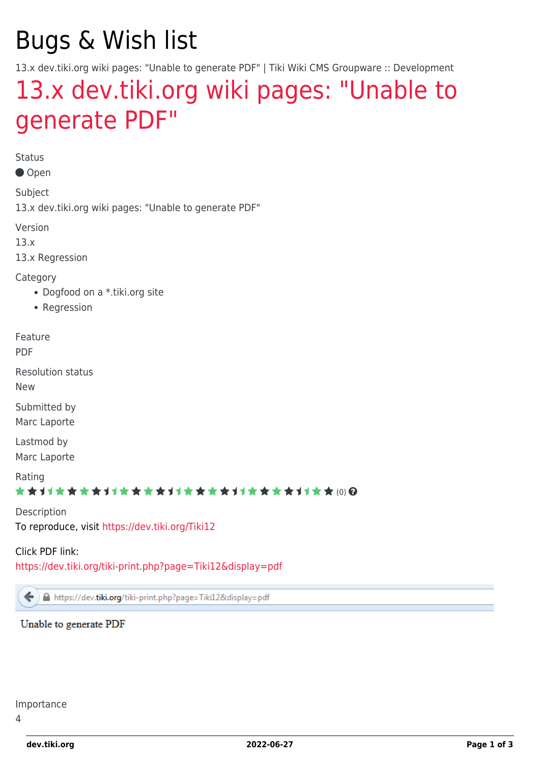# Bugs & Wish list

13.x dev.tiki.org wiki pages: "Unable to generate PDF" | Tiki Wiki CMS Groupware :: Development

## 13.x dev.tiki.org wiki pages: "Unable to generate PDF"

Status

● Open

Subject

13.x dev.tiki.org wiki pages: "Unable to generate PDF"

Version

13.x

13.x Regression

Category

- Dogfood on a *.tiki.org site
- Regression

Feature

PDF

Resolution status

New

Submitted by

Marc Laporte

Lastmod by

Marc Laporte

Rating

(0)

Description

To reproduce, visit https://dev.tiki.org/Tiki12

Click PDF link:

https://dev.tiki.org/tiki-print.php?page=Tiki12&display=pdf

https://dev.tiki.org/tiki-print.php?page=Tiki12&display=pdf

Unable to generate PDF

Importance

4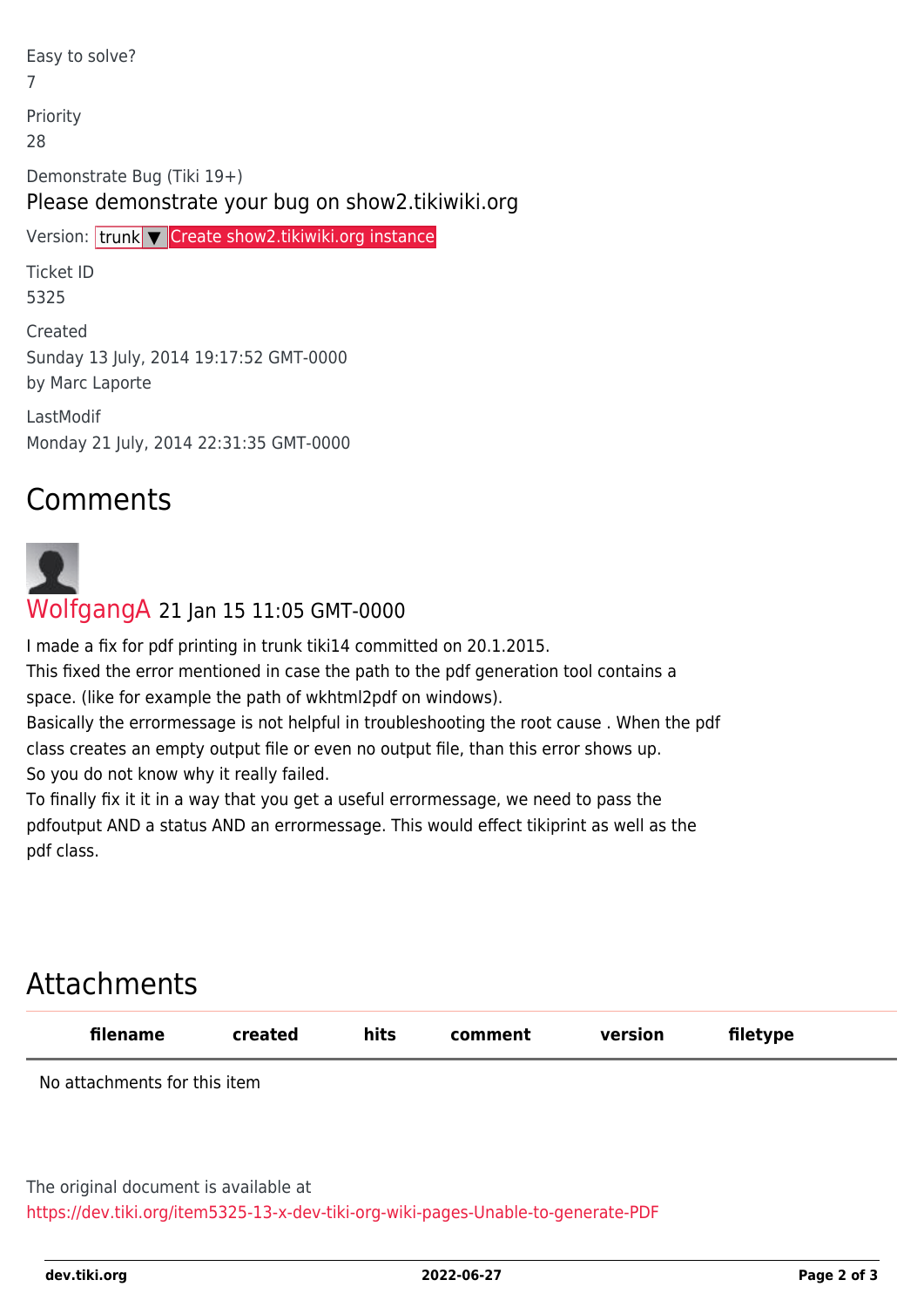Easy to solve?
7

Priority
28

Demonstrate Bug (Tiki 19+)
Please demonstrate your bug on show2.tikiwiki.org

Version: trunk ▼ Create show2.tikiwiki.org instance

Ticket ID
5325

Created
Sunday 13 July, 2014 19:17:52 GMT-0000
by Marc Laporte

LastModif
Monday 21 July, 2014 22:31:35 GMT-0000

## Comments

WolfgangA 21 Jan 15 11:05 GMT-0000

I made a fix for pdf printing in trunk tiki14 committed on 20.1.2015.
This fixed the error mentioned in case the path to the pdf generation tool contains a space. (like for example the path of wkhtml2pdf on windows).
Basically the errormessage is not helpful in troubleshooting the root cause . When the pdf class creates an empty output file or even no output file, than this error shows up.
So you do not know why it really failed.
To finally fix it it in a way that you get a useful errormessage, we need to pass the pdfoutput AND a status AND an errormessage. This would effect tikiprint as well as the pdf class.

## Attachments

| filename | created | hits | comment | version | filetype |
|---|---|---|---|---|---|
| No attachments for this item | | | | | |

The original document is available at
https://dev.tiki.org/item5325-13-x-dev-tiki-org-wiki-pages-Unable-to-generate-PDF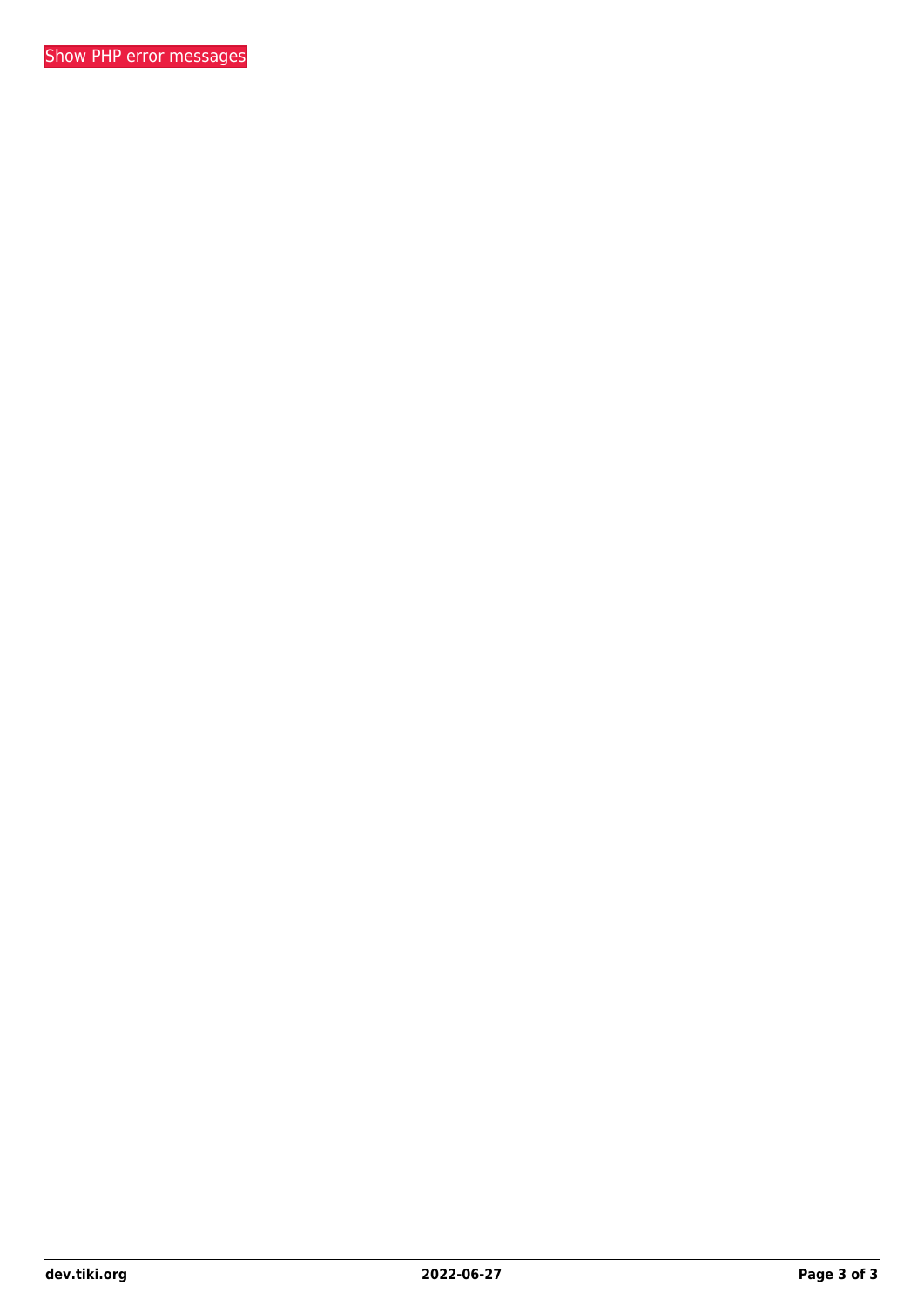Show PHP error messages